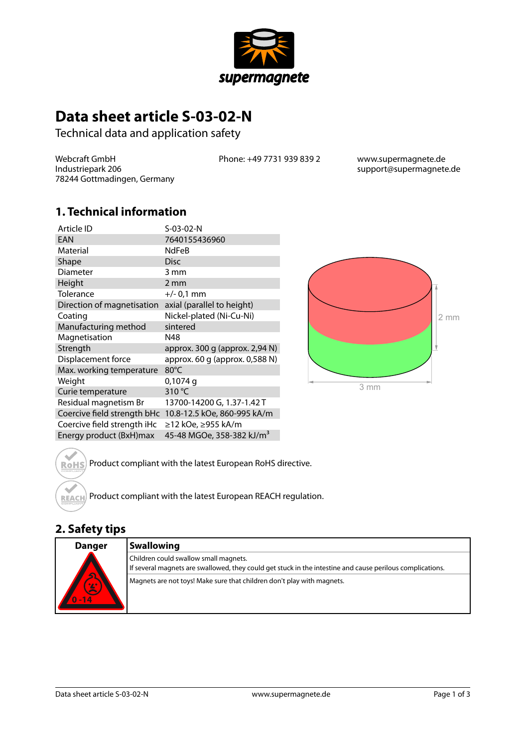# Data sheet article S-03-02-N

Technical data and application safety

Webcraft GmbH
Industriepark 206
78244 Gottmadingen, Germany

Phone: +49 7731 939 839 2

www.supermagnete.de
support@supermagnete.de

## 1. Technical information

| Article ID | S-03-02-N |
|---|---|
| EAN | 7640155436960 |
| Material | NdFeB |
| Shape | Disc |
| Diameter | 3 mm |
| Height | 2 mm |
| Tolerance | +/- 0,1 mm |
| Direction of magnetisation | axial (parallel to height) |
| Coating | Nickel-plated (Ni-Cu-Ni) |
| Manufacturing method | sintered |
| Magnetisation | N48 |
| Strength | approx. 300 g (approx. 2,94 N) |
| Displacement force | approx. 60 g (approx. 0,588 N) |
| Max. working temperature | 80°C |
| Weight | 0,1074 g |
| Curie temperature | 310 °C |
| Residual magnetism Br | 13700-14200 G, 1.37-1.42 T |
| Coercive field strength bHc | 10.8-12.5 kOe, 860-995 kA/m |
| Coercive field strength iHc | ≥12 kOe, ≥955 kA/m |
| Energy product (BxH)max | 45-48 MGOe, 358-382 kJ/m$^3$ |

2 mm

3 mm

Product compliant with the latest European RoHS directive.

Product compliant with the latest European REACH regulation.

## 2. Safety tips

| Danger | Swallowing |
|---|---|
| 0 -14 | Children could swallow small magnets.<br>If several magnets are swallowed, they could get stuck in the intestine and cause perilous complications. |
| | Magnets are not toys! Make sure that children don't play with magnets. |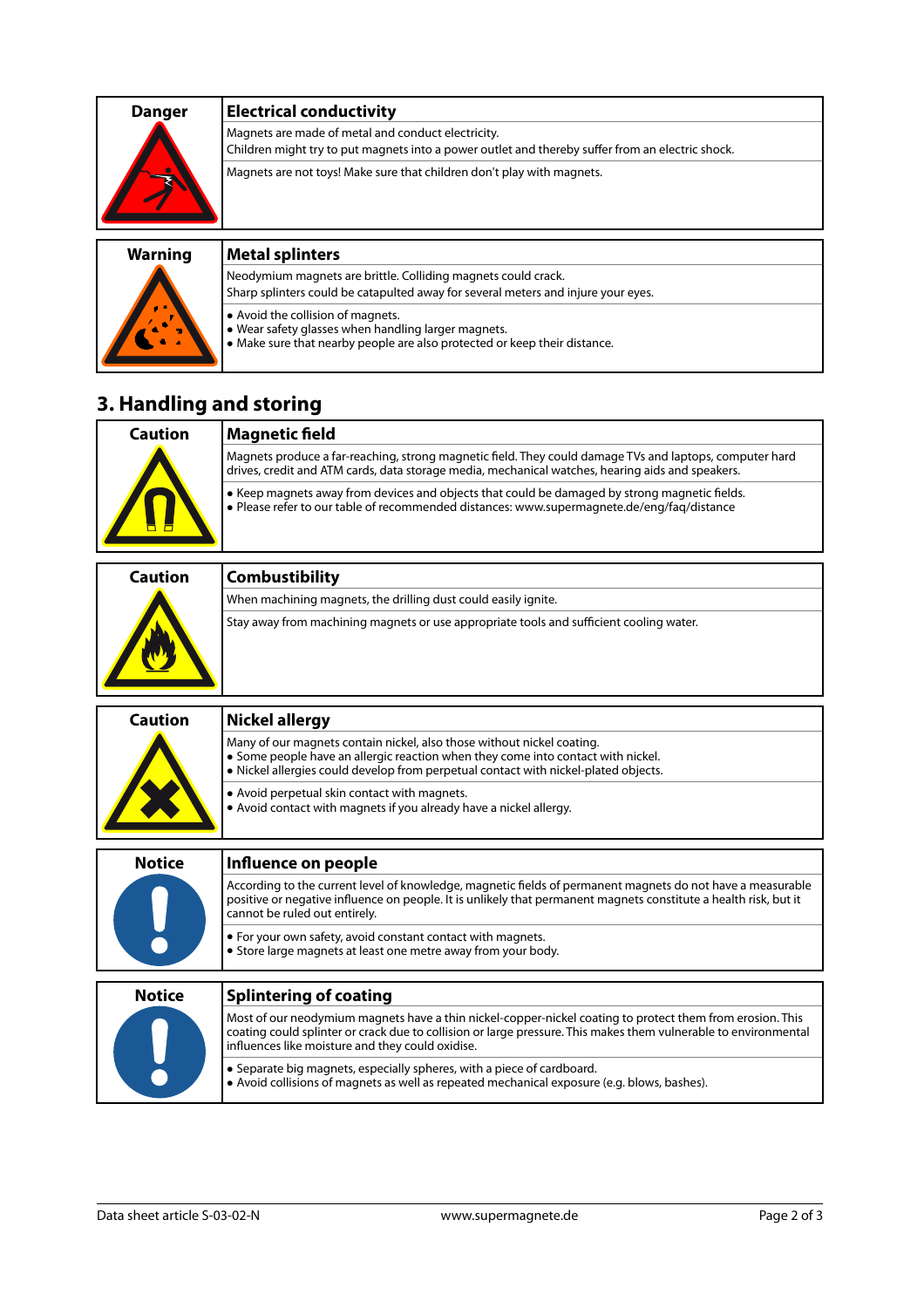| Danger | Electrical conductivity |
|---|---|
| | Magnets are made of metal and conduct electricity.<br>Children might try to put magnets into a power outlet and thereby suffer from an electric shock. |
| | Magnets are not toys! Make sure that children don't play with magnets. |

| Warning | Metal splinters |
|---|---|
| | Neodymium magnets are brittle. Colliding magnets could crack.<br>Sharp splinters could be catapulted away for several meters and injure your eyes. |
| | • Avoid the collision of magnets.<br>• Wear safety glasses when handling larger magnets.<br>• Make sure that nearby people are also protected or keep their distance. |

## 3. Handling and storing

| Caution | Magnetic field |
|---|---|
| | Magnets produce a far-reaching, strong magnetic field. They could damage TVs and laptops, computer hard drives, credit and ATM cards, data storage media, mechanical watches, hearing aids and speakers. |
| | • Keep magnets away from devices and objects that could be damaged by strong magnetic fields.<br>• Please refer to our table of recommended distances: www.supermagnete.de/eng/faq/distance |

| Caution | Combustibility |
|---|---|
| | When machining magnets, the drilling dust could easily ignite. |
| | Stay away from machining magnets or use appropriate tools and sufficient cooling water. |

| Caution | Nickel allergy |
|---|---|
| | Many of our magnets contain nickel, also those without nickel coating.<br>• Some people have an allergic reaction when they come into contact with nickel.<br>• Nickel allergies could develop from perpetual contact with nickel-plated objects. |
| | • Avoid perpetual skin contact with magnets.<br>• Avoid contact with magnets if you already have a nickel allergy. |

| Notice | Influence on people |
|---|---|
| | According to the current level of knowledge, magnetic fields of permanent magnets do not have a measurable positive or negative influence on people. It is unlikely that permanent magnets constitute a health risk, but it cannot be ruled out entirely. |
| | • For your own safety, avoid constant contact with magnets.<br>• Store large magnets at least one metre away from your body. |

| Notice | Splintering of coating |
|---|---|
| | Most of our neodymium magnets have a thin nickel-copper-nickel coating to protect them from erosion. This coating could splinter or crack due to collision or large pressure. This makes them vulnerable to environmental influences like moisture and they could oxidise. |
| | • Separate big magnets, especially spheres, with a piece of cardboard.<br>• Avoid collisions of magnets as well as repeated mechanical exposure (e.g. blows, bashes). |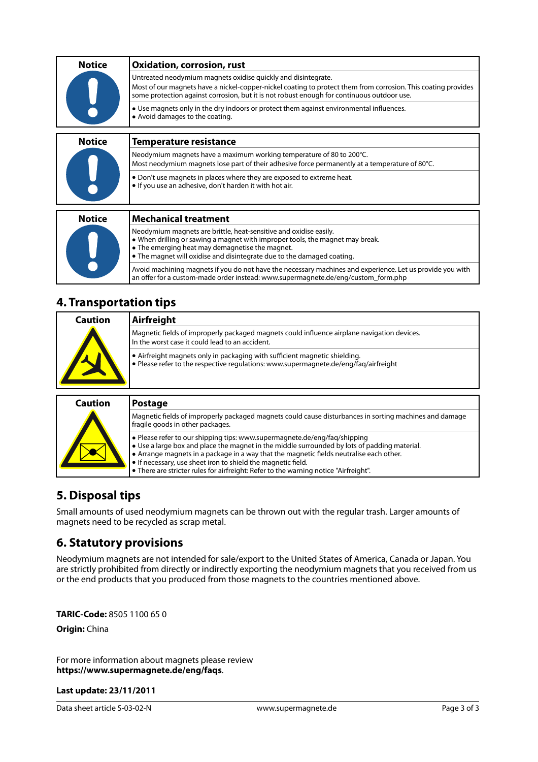| Notice | Oxidation, corrosion, rust |
|---|---|
| | Untreated neodymium magnets oxidise quickly and disintegrate.<br>Most of our magnets have a nickel-copper-nickel coating to protect them from corrosion. This coating provides some protection against corrosion, but it is not robust enough for continuous outdoor use. |
| | • Use magnets only in the dry indoors or protect them against environmental influences.<br>• Avoid damages to the coating. |

| Notice | Temperature resistance |
|---|---|
| | Neodymium magnets have a maximum working temperature of 80 to 200°C.<br>Most neodymium magnets lose part of their adhesive force permanently at a temperature of 80°C. |
| | • Don't use magnets in places where they are exposed to extreme heat.<br>• If you use an adhesive, don't harden it with hot air. |

| Notice | Mechanical treatment |
|---|---|
| | Neodymium magnets are brittle, heat-sensitive and oxidise easily.<br>• When drilling or sawing a magnet with improper tools, the magnet may break.<br>• The emerging heat may demagnetise the magnet.<br>• The magnet will oxidise and disintegrate due to the damaged coating. |
| | Avoid machining magnets if you do not have the necessary machines and experience. Let us provide you with an offer for a custom-made order instead: www.supermagnete.de/eng/custom_form.php |

## 4. Transportation tips

| Caution | Airfreight |
|---|---|
| | Magnetic fields of improperly packaged magnets could influence airplane navigation devices.<br>In the worst case it could lead to an accident. |
| | • Airfreight magnets only in packaging with sufficient magnetic shielding.<br>• Please refer to the respective regulations: www.supermagnete.de/eng/faq/airfreight |

| Caution | Postage |
|---|---|
| | Magnetic fields of improperly packaged magnets could cause disturbances in sorting machines and damage fragile goods in other packages. |
| | • Please refer to our shipping tips: www.supermagnete.de/eng/faq/shipping<br>• Use a large box and place the magnet in the middle surrounded by lots of padding material.<br>• Arrange magnets in a package in a way that the magnetic fields neutralise each other.<br>• If necessary, use sheet iron to shield the magnetic field.<br>• There are stricter rules for airfreight: Refer to the warning notice "Airfreight". |

## 5. Disposal tips

Small amounts of used neodymium magnets can be thrown out with the regular trash. Larger amounts of magnets need to be recycled as scrap metal.

## 6. Statutory provisions

Neodymium magnets are not intended for sale/export to the United States of America, Canada or Japan. You are strictly prohibited from directly or indirectly exporting the neodymium magnets that you received from us or the end products that you produced from those magnets to the countries mentioned above.

**TARIC-Code:** 8505 1100 65 0

**Origin:** China

For more information about magnets please review
**https://www.supermagnete.de/eng/faqs**.

**Last update: 23/11/2011**